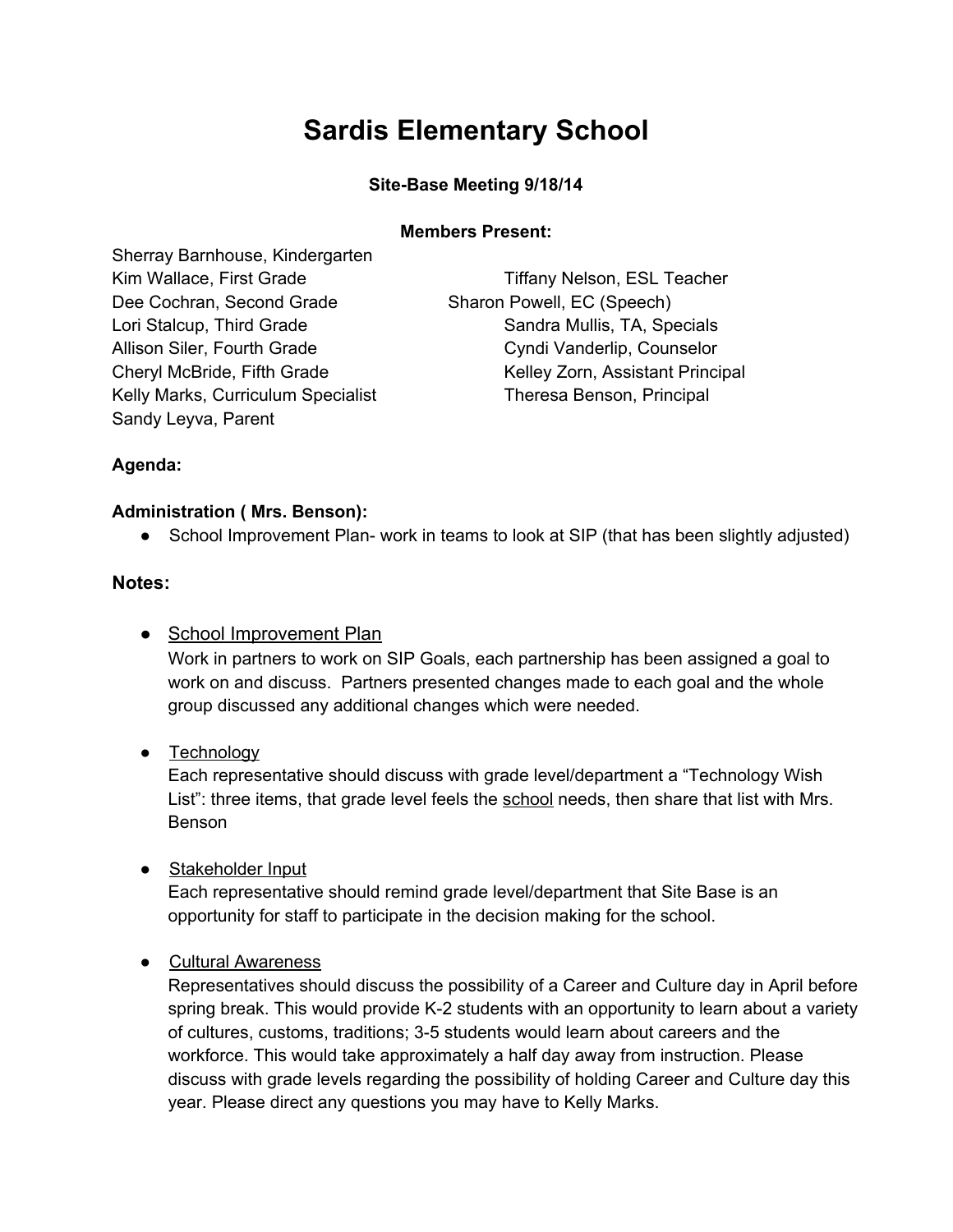# Sardis Elementary School

**Site-Base Meeting 9/18/14**

**Members Present:**

Sherray Barnhouse, Kindergarten
Kim Wallace, First Grade
Dee Cochran, Second Grade
Lori Stalcup, Third Grade
Allison Siler, Fourth Grade
Cheryl McBride, Fifth Grade
Kelly Marks, Curriculum Specialist
Sandy Leyva, Parent
Tiffany Nelson, ESL Teacher
Sharon Powell, EC (Speech)
Sandra Mullis, TA, Specials
Cyndi Vanderlip, Counselor
Kelley Zorn, Assistant Principal
Theresa Benson, Principal

**Agenda:**

**Administration ( Mrs. Benson):**

- School Improvement Plan- work in teams to look at SIP (that has been slightly adjusted)

**Notes:**

- School Improvement Plan
  Work in partners to work on SIP Goals, each partnership has been assigned a goal to work on and discuss. Partners presented changes made to each goal and the whole group discussed any additional changes which were needed.

- Technology
  Each representative should discuss with grade level/department a "Technology Wish List": three items, that grade level feels the school needs, then share that list with Mrs. Benson

- Stakeholder Input
  Each representative should remind grade level/department that Site Base is an opportunity for staff to participate in the decision making for the school.

- Cultural Awareness
  Representatives should discuss the possibility of a Career and Culture day in April before spring break. This would provide K-2 students with an opportunity to learn about a variety of cultures, customs, traditions; 3-5 students would learn about careers and the workforce. This would take approximately a half day away from instruction. Please discuss with grade levels regarding the possibility of holding Career and Culture day this year. Please direct any questions you may have to Kelly Marks.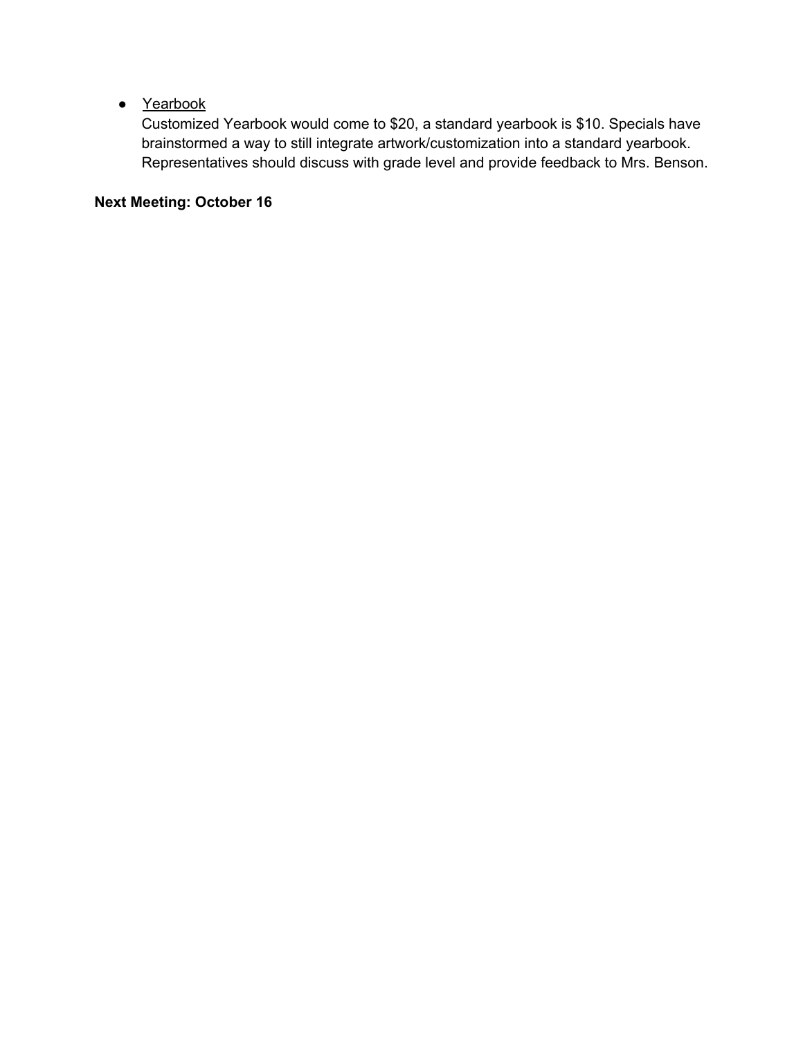- <u>Yearbook</u>
  Customized Yearbook would come to $20, a standard yearbook is $10. Specials have brainstormed a way to still integrate artwork/customization into a standard yearbook. Representatives should discuss with grade level and provide feedback to Mrs. Benson.

**Next Meeting: October 16**